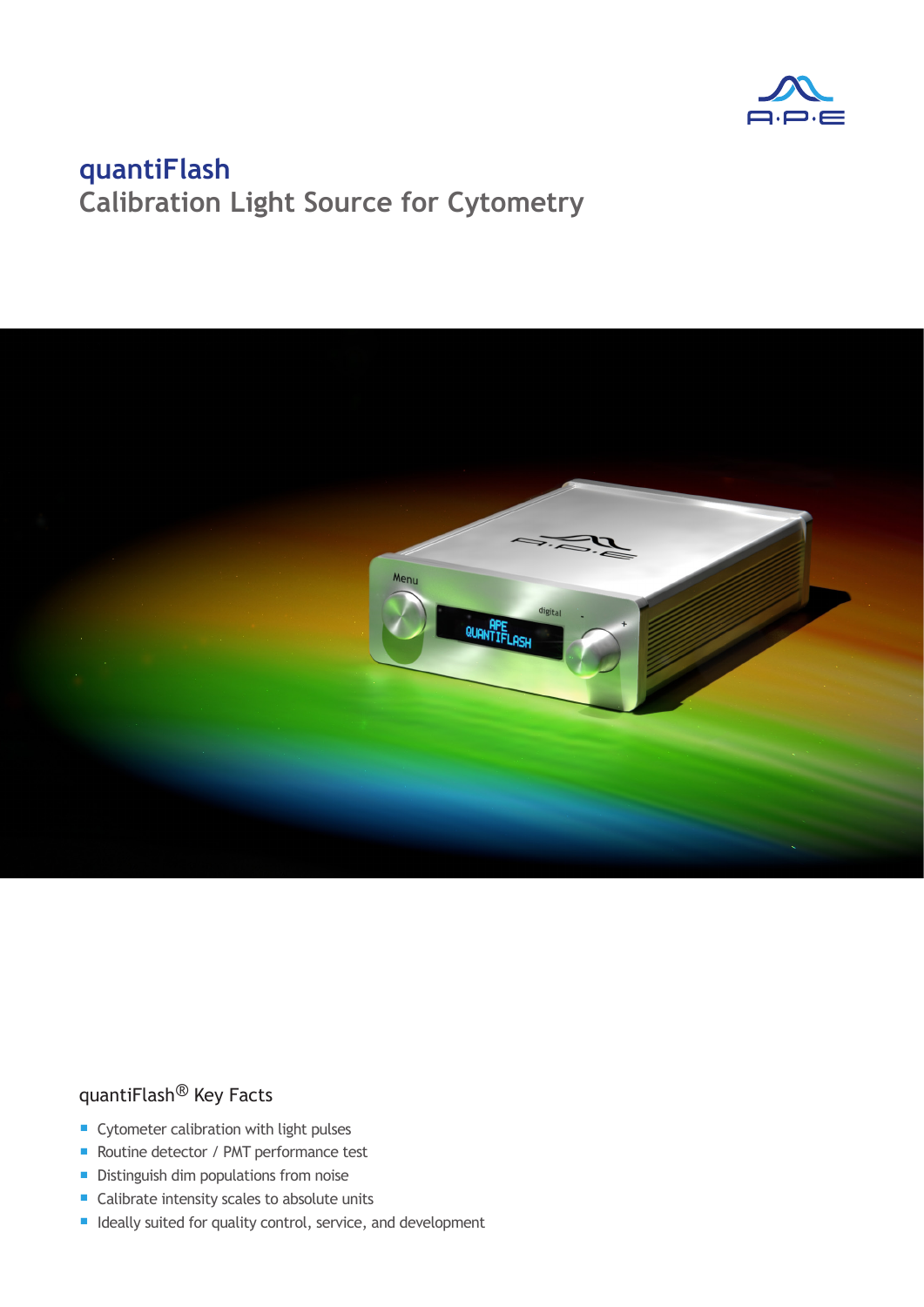# quantiFlash

## Calibration Light Source for Cytometry

### quantiFlash® Key Facts

- Cytometer calibration with light pulses
- Routine detector / PMT performance test
- Distinguish dim populations from noise
- Calibrate intensity scales to absolute units
- Ideally suited for quality control, service, and development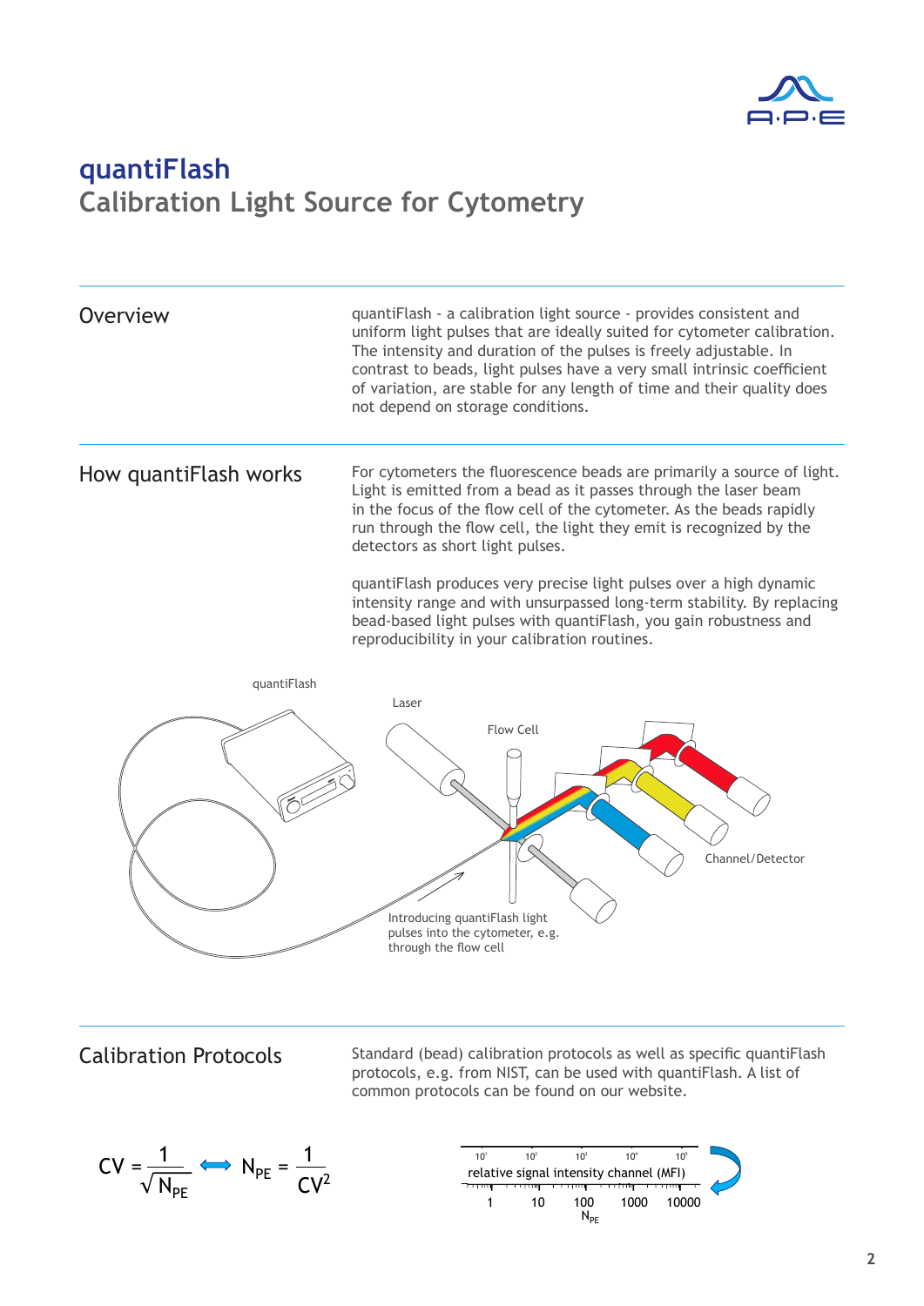# quantiFlash

## Calibration Light Source for Cytometry

### Overview

quantiFlash - a calibration light source - provides consistent and uniform light pulses that are ideally suited for cytometer calibration. The intensity and duration of the pulses is freely adjustable. In contrast to beads, light pulses have a very small intrinsic coefficient of variation, are stable for any length of time and their quality does not depend on storage conditions.

### How quantiFlash works

For cytometers the fluorescence beads are primarily a source of light. Light is emitted from a bead as it passes through the laser beam in the focus of the flow cell of the cytometer. As the beads rapidly run through the flow cell, the light they emit is recognized by the detectors as short light pulses.

quantiFlash produces very precise light pulses over a high dynamic intensity range and with unsurpassed long-term stability. By replacing bead-based light pulses with quantiFlash, you gain robustness and reproducibility in your calibration routines.

quantiFlash

Laser

Flow Cell

Channel/Detector

Introducing quantiFlash light pulses into the cytometer, e.g. through the flow cell

### Calibration Protocols

Standard (bead) calibration protocols as well as specific quantiFlash protocols, e.g. from NIST, can be used with quantiFlash. A list of common protocols can be found on our website.

$$CV = \frac{1}{\sqrt{N_{PE}}} \Longleftrightarrow N_{PE} = \frac{1}{CV^2}$$

| $10^1$ | $10^2$ | $10^3$ | $10^4$ | $10^5$ |
|---|---|---|---|---|
| relative signal intensity channel (MFI) | | | | |
| 1 | 10 | 100 | 1000 | 10000 |

$N_{PE}$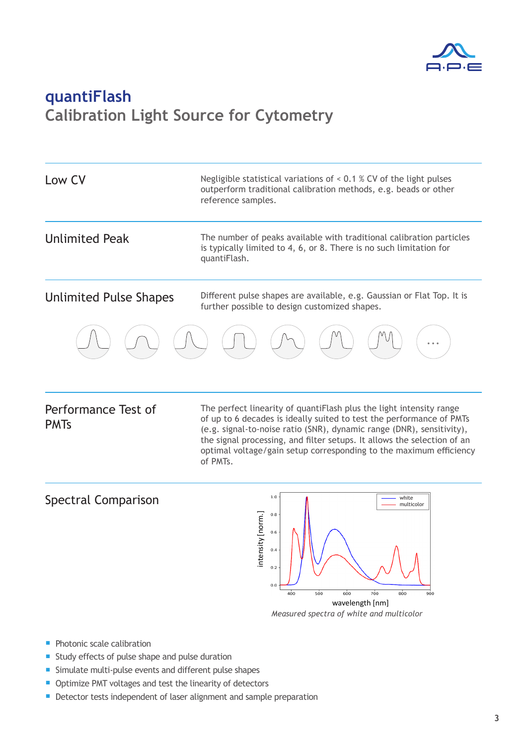# quantiFlash

## Calibration Light Source for Cytometry

| | |
|---|---|
| Low CV | Negligible statistical variations of < 0.1 % CV of the light pulses outperform traditional calibration methods, e.g. beads or other reference samples. |
| Unlimited Peak | The number of peaks available with traditional calibration particles is typically limited to 4, 6, or 8. There is no such limitation for quantiFlash. |
| Unlimited Pulse Shapes | Different pulse shapes are available, e.g. Gaussian or Flat Top. It is further possible to design customized shapes. |
| Performance Test of PMTs | The perfect linearity of quantiFlash plus the light intensity range of up to 6 decades is ideally suited to test the performance of PMTs (e.g. signal-to-noise ratio (SNR), dynamic range (DNR), sensitivity), the signal processing, and filter setups. It allows the selection of an optimal voltage/gain setup corresponding to the maximum efficiency of PMTs. |
| Spectral Comparison | |

*Measured spectra of white and multicolor*

- Photonic scale calibration
- Study effects of pulse shape and pulse duration
- Simulate multi-pulse events and different pulse shapes
- Optimize PMT voltages and test the linearity of detectors
- Detector tests independent of laser alignment and sample preparation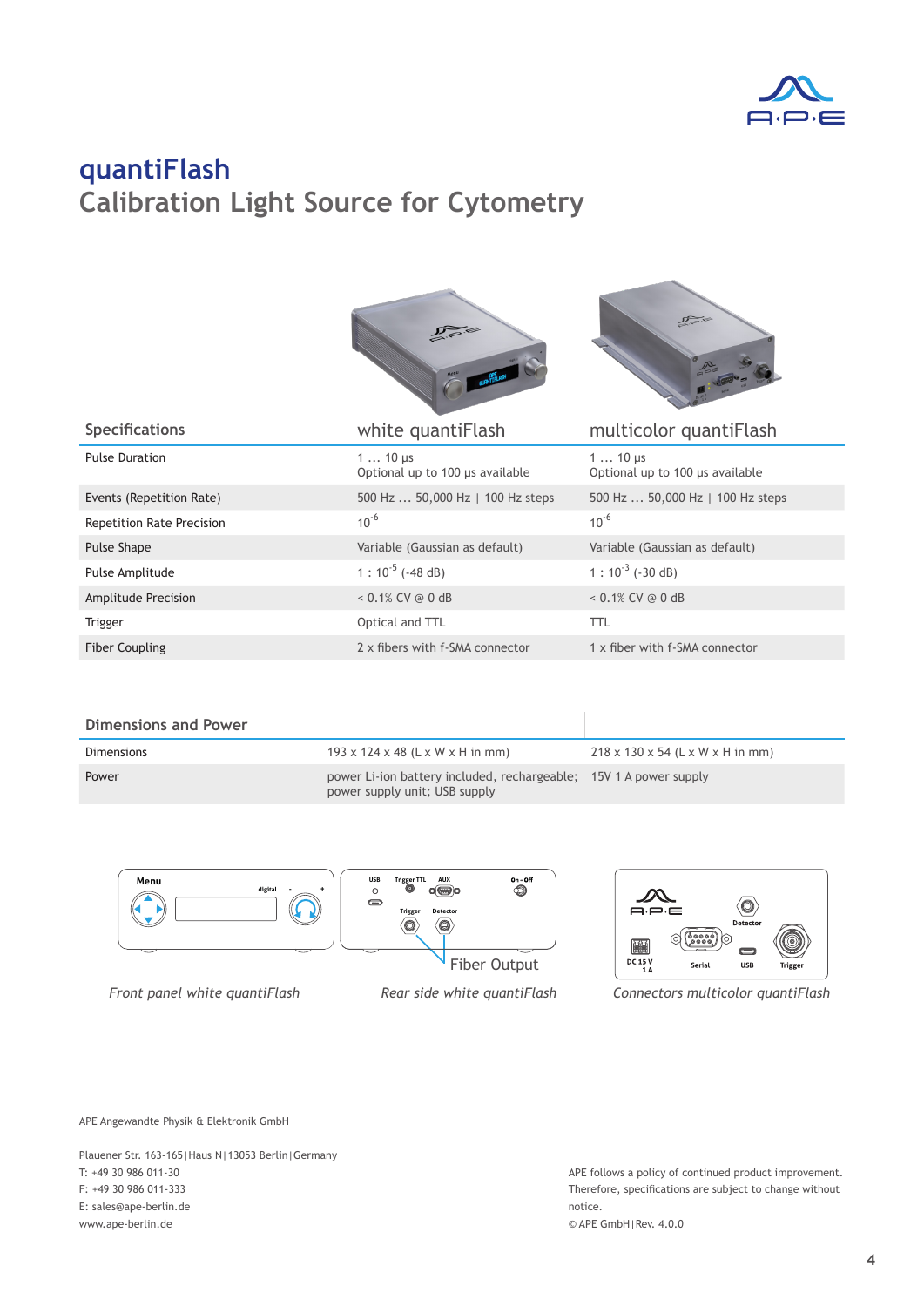# quantiFlash

## Calibration Light Source for Cytometry

| Specifications | white quantiFlash | multicolor quantiFlash |
|---|---|---|
| Pulse Duration | 1 … 10 µs<br>Optional up to 100 µs available | 1 … 10 µs<br>Optional up to 100 µs available |
| Events (Repetition Rate) | 500 Hz … 50,000 Hz \| 100 Hz steps | 500 Hz … 50,000 Hz \| 100 Hz steps |
| Repetition Rate Precision | $10^{-6}$ | $10^{-6}$ |
| Pulse Shape | Variable (Gaussian as default) | Variable (Gaussian as default) |
| Pulse Amplitude | 1 : $10^{-5}$ (-48 dB) | 1 : $10^{-3}$ (-30 dB) |
| Amplitude Precision | < 0.1% CV @ 0 dB | < 0.1% CV @ 0 dB |
| Trigger | Optical and TTL | TTL |
| Fiber Coupling | 2 x fibers with f-SMA connector | 1 x fiber with f-SMA connector |

| Dimensions and Power | | |
|---|---|---|
| Dimensions | 193 x 124 x 48 (L x W x H in mm) | 218 x 130 x 54 (L x W x H in mm) |
| Power | power Li-ion battery included, rechargeable; power supply unit; USB supply | 15V 1 A power supply |

Menu
digital
-
+

*Front panel white quantiFlash*

USB
Trigger TTL
AUX
On - Off
Trigger
Detector
Fiber Output

*Rear side white quantiFlash*

Detector
DC 15 V 1 A
Serial
USB
Trigger

*Connectors multicolor quantiFlash*

APE Angewandte Physik & Elektronik GmbH

Plauener Str. 163-165 | Haus N | 13053 Berlin | Germany
T: +49 30 986 011-30
F: +49 30 986 011-333
E: sales@ape-berlin.de
www.ape-berlin.de

APE follows a policy of continued product improvement. Therefore, specifications are subject to change without notice.
© APE GmbH | Rev. 4.0.0